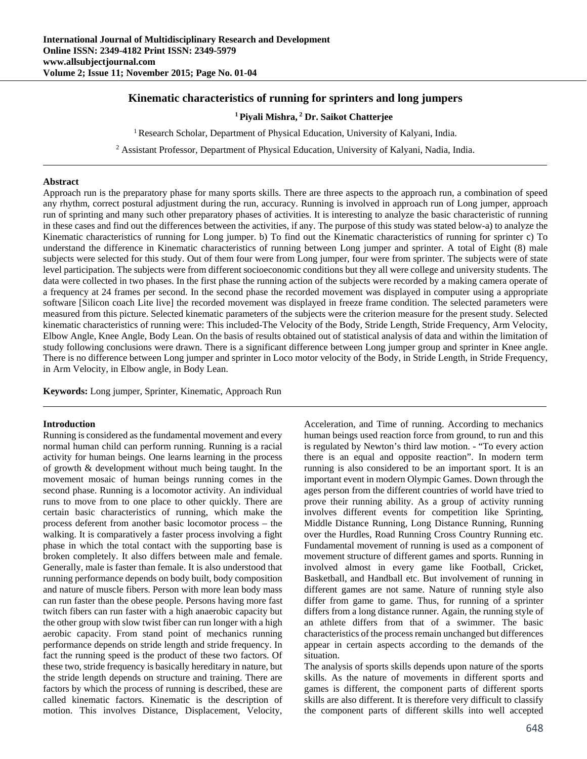# Kinematic characteristics of running for sprinters and long jumpers

**[1] Piyali Mishra, [2] Dr. Saikot Chatterjee**

[1] Research Scholar, Department of Physical Education, University of Kalyani, India.

[2] Assistant Professor, Department of Physical Education, University of Kalyani, Nadia, India.

## Abstract

Approach run is the preparatory phase for many sports skills. There are three aspects to the approach run, a combination of speed any rhythm, correct postural adjustment during the run, accuracy. Running is involved in approach run of Long jumper, approach run of sprinting and many such other preparatory phases of activities. It is interesting to analyze the basic characteristic of running in these cases and find out the differences between the activities, if any. The purpose of this study was stated below-a) to analyze the Kinematic characteristics of running for Long jumper. b) To find out the Kinematic characteristics of running for sprinter c) To understand the difference in Kinematic characteristics of running between Long jumper and sprinter. A total of Eight (8) male subjects were selected for this study. Out of them four were from Long jumper, four were from sprinter. The subjects were of state level participation. The subjects were from different socioeconomic conditions but they all were college and university students. The data were collected in two phases. In the first phase the running action of the subjects were recorded by a making camera operate of a frequency at 24 frames per second. In the second phase the recorded movement was displayed in computer using a appropriate software [Silicon coach Lite live] the recorded movement was displayed in freeze frame condition. The selected parameters were measured from this picture. Selected kinematic parameters of the subjects were the criterion measure for the present study. Selected kinematic characteristics of running were: This included-The Velocity of the Body, Stride Length, Stride Frequency, Arm Velocity, Elbow Angle, Knee Angle, Body Lean. On the basis of results obtained out of statistical analysis of data and within the limitation of study following conclusions were drawn. There is a significant difference between Long jumper group and sprinter in Knee angle. There is no difference between Long jumper and sprinter in Loco motor velocity of the Body, in Stride Length, in Stride Frequency, in Arm Velocity, in Elbow angle, in Body Lean.

**Keywords:** Long jumper, Sprinter, Kinematic, Approach Run

## Introduction

Running is considered as the fundamental movement and every normal human child can perform running. Running is a racial activity for human beings. One learns learning in the process of growth & development without much being taught. In the movement mosaic of human beings running comes in the second phase. Running is a locomotor activity. An individual runs to move from to one place to other quickly. There are certain basic characteristics of running, which make the process deferent from another basic locomotor process – the walking. It is comparatively a faster process involving a fight phase in which the total contact with the supporting base is broken completely. It also differs between male and female. Generally, male is faster than female. It is also understood that running performance depends on body built, body composition and nature of muscle fibers. Person with more lean body mass can run faster than the obese people. Persons having more fast twitch fibers can run faster with a high anaerobic capacity but the other group with slow twist fiber can run longer with a high aerobic capacity. From stand point of mechanics running performance depends on stride length and stride frequency. In fact the running speed is the product of these two factors. Of these two, stride frequency is basically hereditary in nature, but the stride length depends on structure and training. There are factors by which the process of running is described, these are called kinematic factors. Kinematic is the description of motion. This involves Distance, Displacement, Velocity, Acceleration, and Time of running. According to mechanics human beings used reaction force from ground, to run and this is regulated by Newton's third law motion. - "To every action there is an equal and opposite reaction". In modern term running is also considered to be an important sport. It is an important event in modern Olympic Games. Down through the ages person from the different countries of world have tried to prove their running ability. As a group of activity running involves different events for competition like Sprinting, Middle Distance Running, Long Distance Running, Running over the Hurdles, Road Running Cross Country Running etc. Fundamental movement of running is used as a component of movement structure of different games and sports. Running in involved almost in every game like Football, Cricket, Basketball, and Handball etc. But involvement of running in different games are not same. Nature of running style also differ from game to game. Thus, for running of a sprinter differs from a long distance runner. Again, the running style of an athlete differs from that of a swimmer. The basic characteristics of the process remain unchanged but differences appear in certain aspects according to the demands of the situation.

The analysis of sports skills depends upon nature of the sports skills. As the nature of movements in different sports and games is different, the component parts of different sports skills are also different. It is therefore very difficult to classify the component parts of different skills into well accepted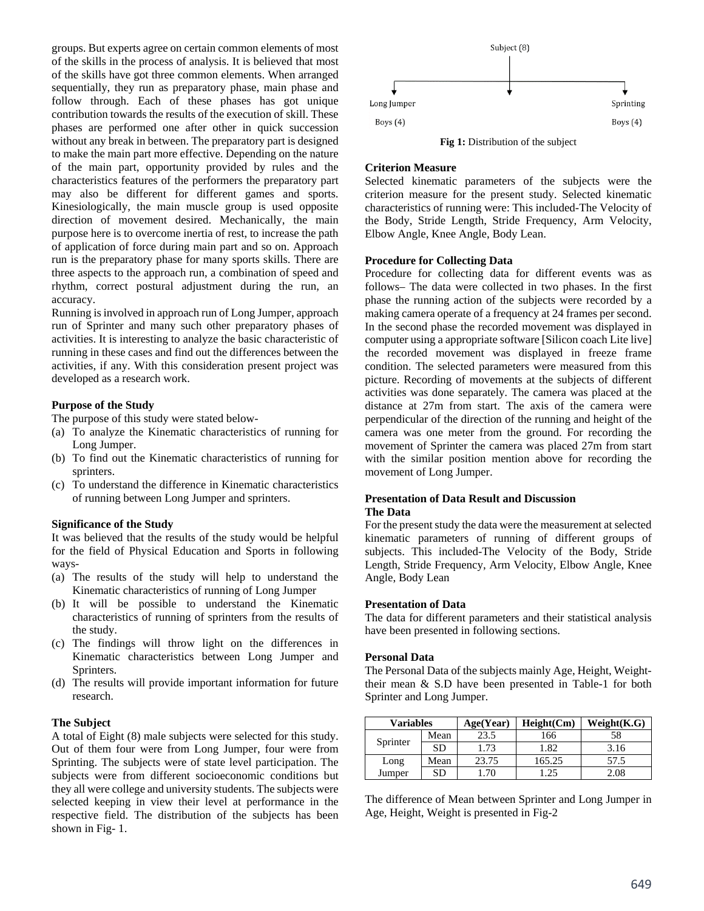groups. But experts agree on certain common elements of most of the skills in the process of analysis. It is believed that most of the skills have got three common elements. When arranged sequentially, they run as preparatory phase, main phase and follow through. Each of these phases has got unique contribution towards the results of the execution of skill. These phases are performed one after other in quick succession without any break in between. The preparatory part is designed to make the main part more effective. Depending on the nature of the main part, opportunity provided by rules and the characteristics features of the performers the preparatory part may also be different for different games and sports. Kinesiologically, the main muscle group is used opposite direction of movement desired. Mechanically, the main purpose here is to overcome inertia of rest, to increase the path of application of force during main part and so on. Approach run is the preparatory phase for many sports skills. There are three aspects to the approach run, a combination of speed and rhythm, correct postural adjustment during the run, an accuracy.

Running is involved in approach run of Long Jumper, approach run of Sprinter and many such other preparatory phases of activities. It is interesting to analyze the basic characteristic of running in these cases and find out the differences between the activities, if any. With this consideration present project was developed as a research work.

### Purpose of the Study

The purpose of this study were stated below-

(a) To analyze the Kinematic characteristics of running for Long Jumper.
(b) To find out the Kinematic characteristics of running for sprinters.
(c) To understand the difference in Kinematic characteristics of running between Long Jumper and sprinters.

### Significance of the Study

It was believed that the results of the study would be helpful for the field of Physical Education and Sports in following ways-

(a) The results of the study will help to understand the Kinematic characteristics of running of Long Jumper
(b) It will be possible to understand the Kinematic characteristics of running of sprinters from the results of the study.
(c) The findings will throw light on the differences in Kinematic characteristics between Long Jumper and Sprinters.
(d) The results will provide important information for future research.

### The Subject

A total of Eight (8) male subjects were selected for this study. Out of them four were from Long Jumper, four were from Sprinting. The subjects were of state level participation. The subjects were from different socioeconomic conditions but they all were college and university students. The subjects were selected keeping in view their level at performance in the respective field. The distribution of the subjects has been shown in Fig- 1.

Subject (8)

Long Jumper — Boys (4)

Sprinting — Boys (4)

**Fig 1:** Distribution of the subject

### Criterion Measure

Selected kinematic parameters of the subjects were the criterion measure for the present study. Selected kinematic characteristics of running were: This included-The Velocity of the Body, Stride Length, Stride Frequency, Arm Velocity, Elbow Angle, Knee Angle, Body Lean.

### Procedure for Collecting Data

Procedure for collecting data for different events was as follows– The data were collected in two phases. In the first phase the running action of the subjects were recorded by a making camera operate of a frequency at 24 frames per second. In the second phase the recorded movement was displayed in computer using a appropriate software [Silicon coach Lite live] the recorded movement was displayed in freeze frame condition. The selected parameters were measured from this picture. Recording of movements at the subjects of different activities was done separately. The camera was placed at the distance at 27m from start. The axis of the camera were perpendicular of the direction of the running and height of the camera was one meter from the ground. For recording the movement of Sprinter the camera was placed 27m from start with the similar position mention above for recording the movement of Long Jumper.

### Presentation of Data Result and Discussion

### The Data

For the present study the data were the measurement at selected kinematic parameters of running of different groups of subjects. This included-The Velocity of the Body, Stride Length, Stride Frequency, Arm Velocity, Elbow Angle, Knee Angle, Body Lean

### Presentation of Data

The data for different parameters and their statistical analysis have been presented in following sections.

### Personal Data

The Personal Data of the subjects mainly Age, Height, Weight- their mean & S.D have been presented in Table-1 for both Sprinter and Long Jumper.

| Variables | | Age(Year) | Height(Cm) | Weight(K.G) |
|---|---|---|---|---|
| Sprinter | Mean | 23.5 | 166 | 58 |
| | SD | 1.73 | 1.82 | 3.16 |
| Long Jumper | Mean | 23.75 | 165.25 | 57.5 |
| | SD | 1.70 | 1.25 | 2.08 |

The difference of Mean between Sprinter and Long Jumper in Age, Height, Weight is presented in Fig-2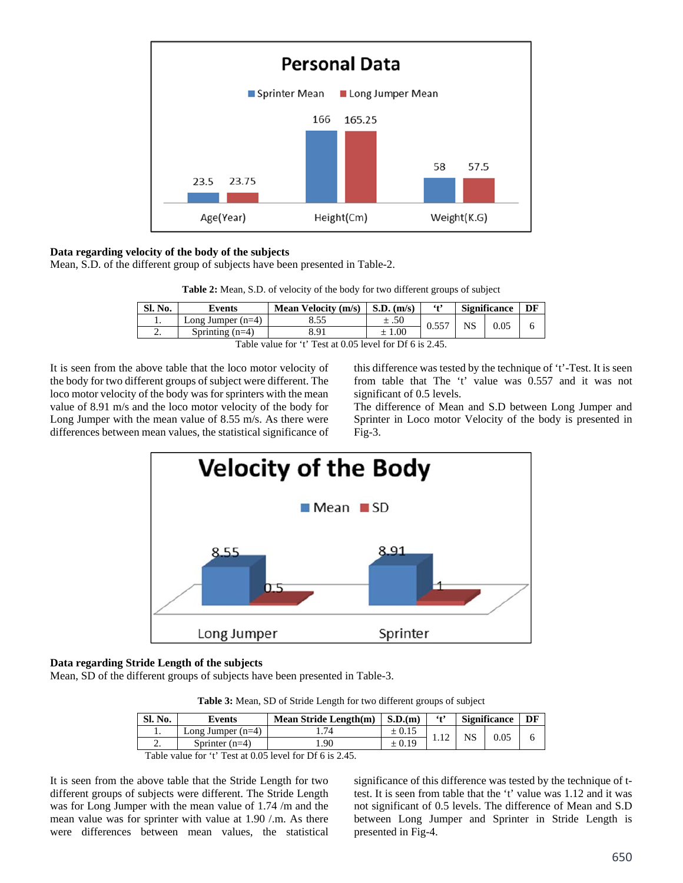**Data regarding velocity of the body of the subjects**

Mean, S.D. of the different group of subjects have been presented in Table-2.

**Table 2:** Mean, S.D. of velocity of the body for two different groups of subject

| Sl. No. | Events | Mean Velocity (m/s) | S.D. (m/s) | 't' | Significance | | DF |
|---|---|---|---|---|---|---|---|
| 1. | Long Jumper (n=4) | 8.55 | ± .50 | 0.557 | NS | 0.05 | 6 |
| 2. | Sprinting (n=4) | 8.91 | ± 1.00 | | | | |

Table value for 't' Test at 0.05 level for Df 6 is 2.45.

It is seen from the above table that the loco motor velocity of the body for two different groups of subject were different. The loco motor velocity of the body was for sprinters with the mean value of 8.91 m/s and the loco motor velocity of the body for Long Jumper with the mean value of 8.55 m/s. As there were differences between mean values, the statistical significance of this difference was tested by the technique of 't'-Test. It is seen from table that The 't' value was 0.557 and it was not significant of 0.5 levels.

The difference of Mean and S.D between Long Jumper and Sprinter in Loco motor Velocity of the body is presented in Fig-3.

**Data regarding Stride Length of the subjects**

Mean, SD of the different groups of subjects have been presented in Table-3.

**Table 3:** Mean, SD of Stride Length for two different groups of subject

| Sl. No. | Events | Mean Stride Length(m) | S.D.(m) | 't' | Significance | | DF |
|---|---|---|---|---|---|---|---|
| 1. | Long Jumper (n=4) | 1.74 | ± 0.15 | 1.12 | NS | 0.05 | 6 |
| 2. | Sprinter (n=4) | 1.90 | ± 0.19 | | | | |

Table value for 't' Test at 0.05 level for Df 6 is 2.45.

It is seen from the above table that the Stride Length for two different groups of subjects were different. The Stride Length was for Long Jumper with the mean value of 1.74 /m and the mean value was for sprinter with value at 1.90 /.m. As there were differences between mean values, the statistical significance of this difference was tested by the technique of t-test. It is seen from table that the 't' value was 1.12 and it was not significant of 0.5 levels. The difference of Mean and S.D between Long Jumper and Sprinter in Stride Length is presented in Fig-4.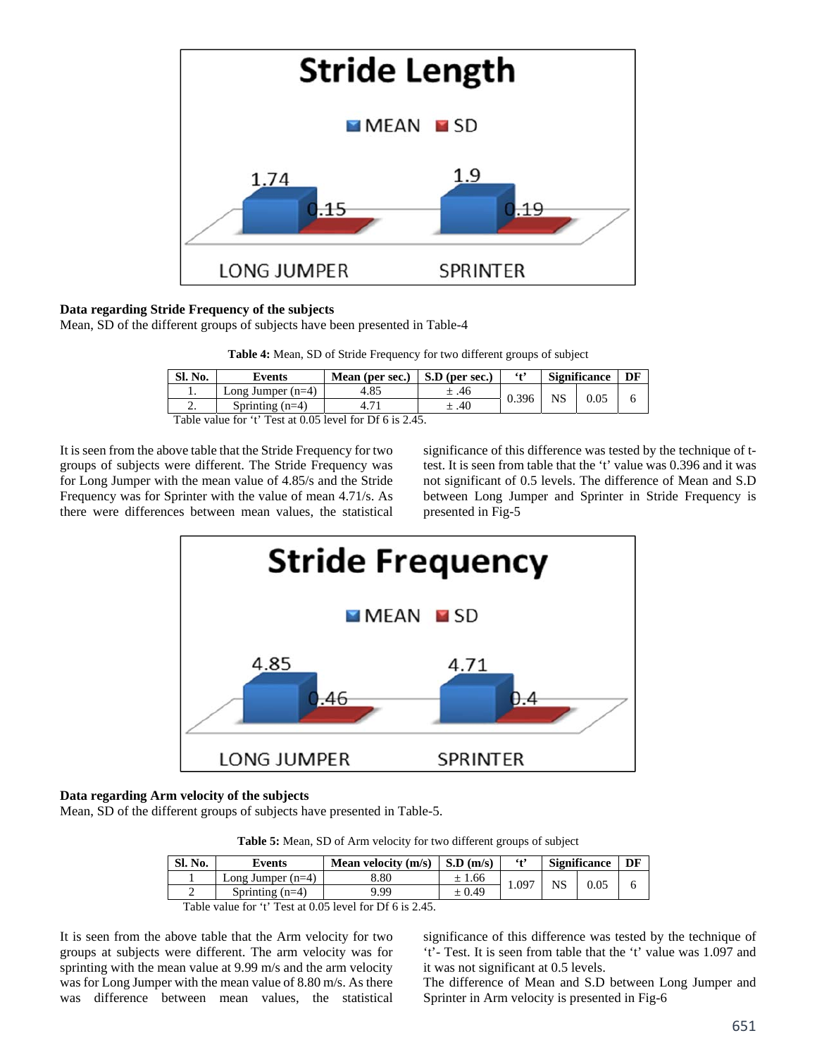**Data regarding Stride Frequency of the subjects**

Mean, SD of the different groups of subjects have been presented in Table-4

**Table 4:** Mean, SD of Stride Frequency for two different groups of subject

| Sl. No. | Events | Mean (per sec.) | S.D (per sec.) | 't' | Significance | | DF |
|---|---|---|---|---|---|---|---|
| 1. | Long Jumper (n=4) | 4.85 | ± .46 | 0.396 | NS | 0.05 | 6 |
| 2. | Sprinting (n=4) | 4.71 | ± .40 | | | | |

Table value for 't' Test at 0.05 level for Df 6 is 2.45.

It is seen from the above table that the Stride Frequency for two groups of subjects were different. The Stride Frequency was for Long Jumper with the mean value of 4.85/s and the Stride Frequency was for Sprinter with the value of mean 4.71/s. As there were differences between mean values, the statistical significance of this difference was tested by the technique of t-test. It is seen from table that the 't' value was 0.396 and it was not significant of 0.5 levels. The difference of Mean and S.D between Long Jumper and Sprinter in Stride Frequency is presented in Fig-5

**Data regarding Arm velocity of the subjects**

Mean, SD of the different groups of subjects have presented in Table-5.

**Table 5:** Mean, SD of Arm velocity for two different groups of subject

| Sl. No. | Events | Mean velocity (m/s) | S.D (m/s) | 't' | Significance | | DF |
|---|---|---|---|---|---|---|---|
| 1 | Long Jumper (n=4) | 8.80 | ± 1.66 | 1.097 | NS | 0.05 | 6 |
| 2 | Sprinting (n=4) | 9.99 | ± 0.49 | | | | |

Table value for 't' Test at 0.05 level for Df 6 is 2.45.

It is seen from the above table that the Arm velocity for two groups at subjects were different. The arm velocity was for sprinting with the mean value at 9.99 m/s and the arm velocity was for Long Jumper with the mean value of 8.80 m/s. As there was difference between mean values, the statistical significance of this difference was tested by the technique of 't'- Test. It is seen from table that the 't' value was 1.097 and it was not significant at 0.5 levels.

The difference of Mean and S.D between Long Jumper and Sprinter in Arm velocity is presented in Fig-6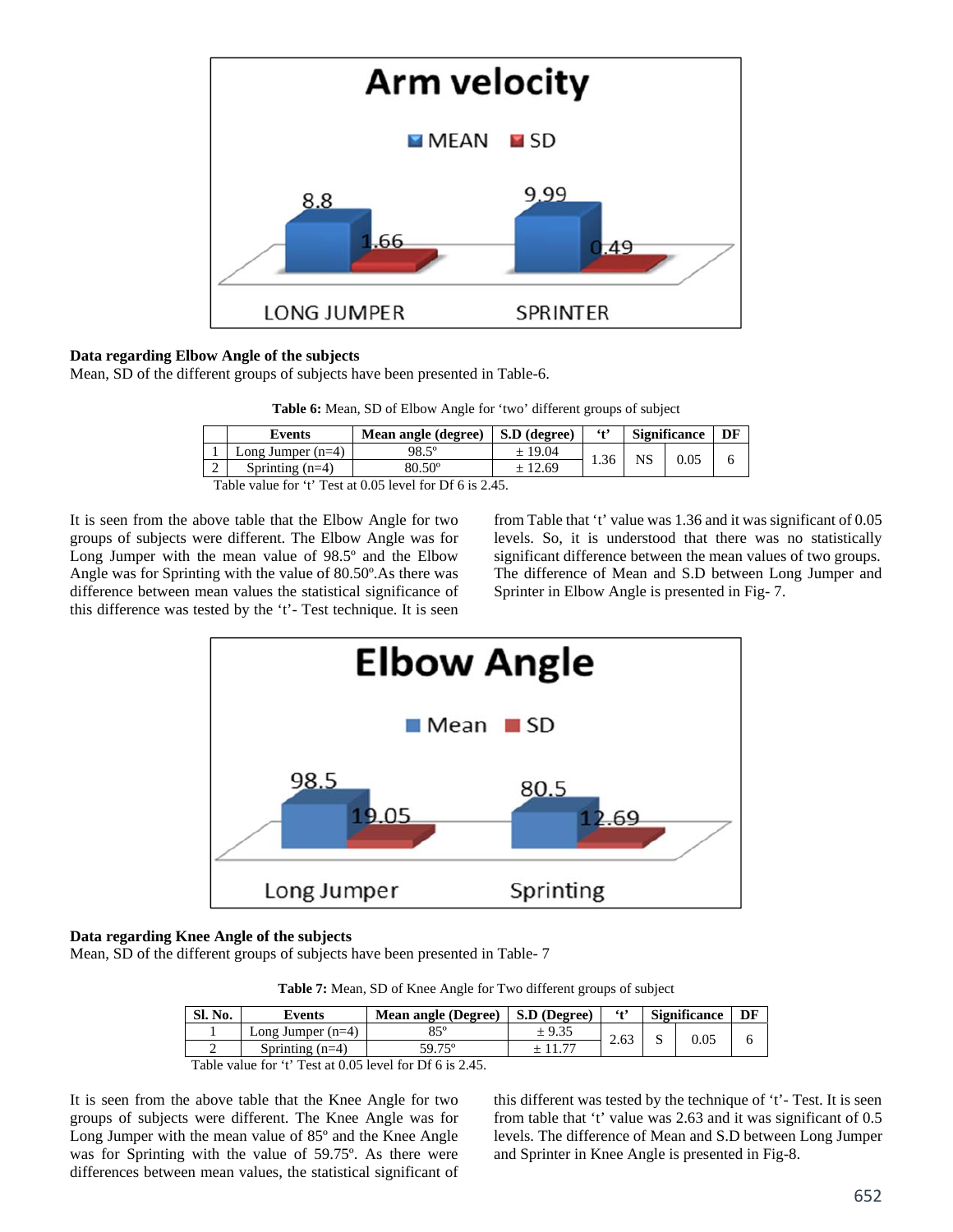**Data regarding Elbow Angle of the subjects**

Mean, SD of the different groups of subjects have been presented in Table-6.

**Table 6:** Mean, SD of Elbow Angle for 'two' different groups of subject

| | Events | Mean angle (degree) | S.D (degree) | 't' | Significance | | DF |
|---|---|---|---|---|---|---|---|
| 1 | Long Jumper (n=4) | 98.5º | ± 19.04 | 1.36 | NS | 0.05 | 6 |
| 2 | Sprinting (n=4) | 80.50º | ± 12.69 | | | | |

Table value for 't' Test at 0.05 level for Df 6 is 2.45.

It is seen from the above table that the Elbow Angle for two groups of subjects were different. The Elbow Angle was for Long Jumper with the mean value of 98.5º and the Elbow Angle was for Sprinting with the value of 80.50º.As there was difference between mean values the statistical significance of this difference was tested by the 't'- Test technique. It is seen from Table that 't' value was 1.36 and it was significant of 0.05 levels. So, it is understood that there was no statistically significant difference between the mean values of two groups. The difference of Mean and S.D between Long Jumper and Sprinter in Elbow Angle is presented in Fig- 7.

**Data regarding Knee Angle of the subjects**

Mean, SD of the different groups of subjects have been presented in Table- 7

**Table 7:** Mean, SD of Knee Angle for Two different groups of subject

| Sl. No. | Events | Mean angle (Degree) | S.D (Degree) | 't' | Significance | | DF |
|---|---|---|---|---|---|---|---|
| 1 | Long Jumper (n=4) | 85º | ± 9.35 | 2.63 | S | 0.05 | 6 |
| 2 | Sprinting (n=4) | 59.75º | ± 11.77 | | | | |

Table value for 't' Test at 0.05 level for Df 6 is 2.45.

It is seen from the above table that the Knee Angle for two groups of subjects were different. The Knee Angle was for Long Jumper with the mean value of 85º and the Knee Angle was for Sprinting with the value of 59.75º. As there were differences between mean values, the statistical significant of this different was tested by the technique of 't'- Test. It is seen from table that 't' value was 2.63 and it was significant of 0.5 levels. The difference of Mean and S.D between Long Jumper and Sprinter in Knee Angle is presented in Fig-8.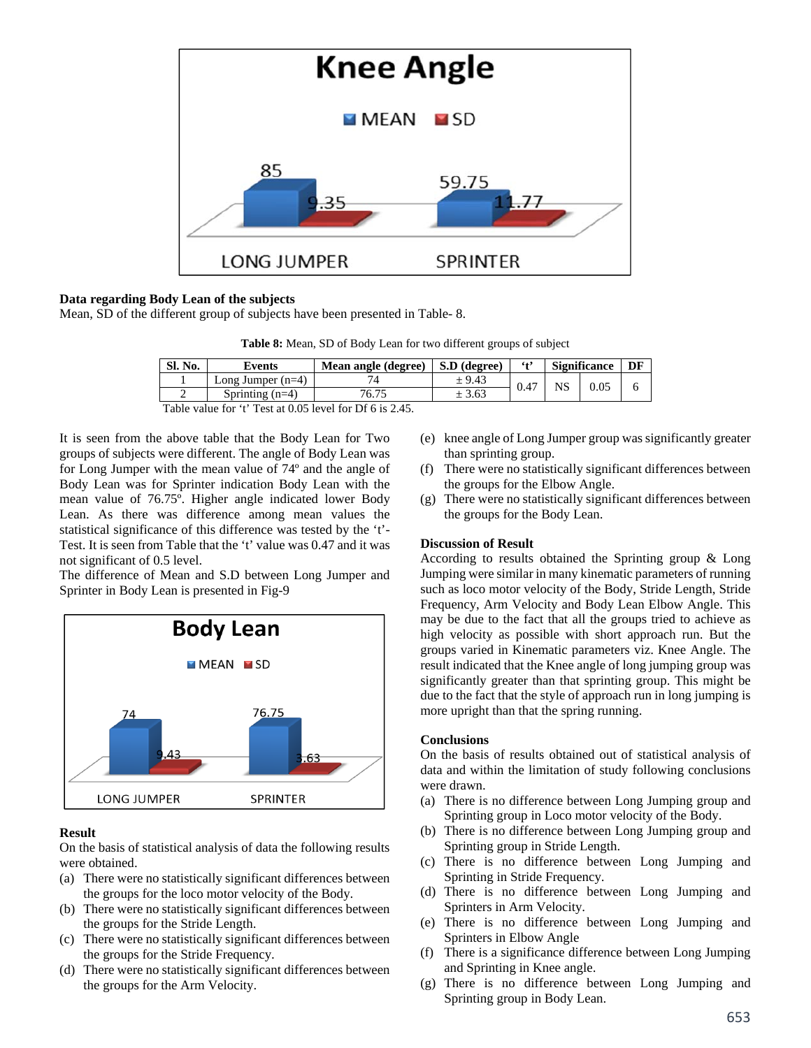Knee Angle

MEAN SD

| | LONG JUMPER | SPRINTER |
|---|---|---|
| MEAN | 85 | 59.75 |
| SD | 9.35 | 11.77 |

**Data regarding Body Lean of the subjects**

Mean, SD of the different group of subjects have been presented in Table- 8.

**Table 8:** Mean, SD of Body Lean for two different groups of subject

| Sl. No. | Events | Mean angle (degree) | S.D (degree) | 't' | Significance | | DF |
|---|---|---|---|---|---|---|---|
| 1 | Long Jumper (n=4) | 74 | ± 9.43 | 0.47 | NS | 0.05 | 6 |
| 2 | Sprinting (n=4) | 76.75 | ± 3.63 | | | | |

Table value for 't' Test at 0.05 level for Df 6 is 2.45.

It is seen from the above table that the Body Lean for Two groups of subjects were different. The angle of Body Lean was for Long Jumper with the mean value of 74º and the angle of Body Lean was for Sprinter indication Body Lean with the mean value of 76.75º. Higher angle indicated lower Body Lean. As there was difference among mean values the statistical significance of this difference was tested by the 't'-Test. It is seen from Table that the 't' value was 0.47 and it was not significant of 0.5 level.

The difference of Mean and S.D between Long Jumper and Sprinter in Body Lean is presented in Fig-9

Body Lean

MEAN SD

| | LONG JUMPER | SPRINTER |
|---|---|---|
| MEAN | 74 | 76.75 |
| SD | 9.43 | 3.63 |

### Result

On the basis of statistical analysis of data the following results were obtained.

(a) There were no statistically significant differences between the groups for the loco motor velocity of the Body.
(b) There were no statistically significant differences between the groups for the Stride Length.
(c) There were no statistically significant differences between the groups for the Stride Frequency.
(d) There were no statistically significant differences between the groups for the Arm Velocity.
(e) knee angle of Long Jumper group was significantly greater than sprinting group.
(f) There were no statistically significant differences between the groups for the Elbow Angle.
(g) There were no statistically significant differences between the groups for the Body Lean.

### Discussion of Result

According to results obtained the Sprinting group & Long Jumping were similar in many kinematic parameters of running such as loco motor velocity of the Body, Stride Length, Stride Frequency, Arm Velocity and Body Lean Elbow Angle. This may be due to the fact that all the groups tried to achieve as high velocity as possible with short approach run. But the groups varied in Kinematic parameters viz. Knee Angle. The result indicated that the Knee angle of long jumping group was significantly greater than that sprinting group. This might be due to the fact that the style of approach run in long jumping is more upright than that the spring running.

### Conclusions

On the basis of results obtained out of statistical analysis of data and within the limitation of study following conclusions were drawn.

(a) There is no difference between Long Jumping group and Sprinting group in Loco motor velocity of the Body.
(b) There is no difference between Long Jumping group and Sprinting group in Stride Length.
(c) There is no difference between Long Jumping and Sprinting in Stride Frequency.
(d) There is no difference between Long Jumping and Sprinters in Arm Velocity.
(e) There is no difference between Long Jumping and Sprinters in Elbow Angle
(f) There is a significance difference between Long Jumping and Sprinting in Knee angle.
(g) There is no difference between Long Jumping and Sprinting group in Body Lean.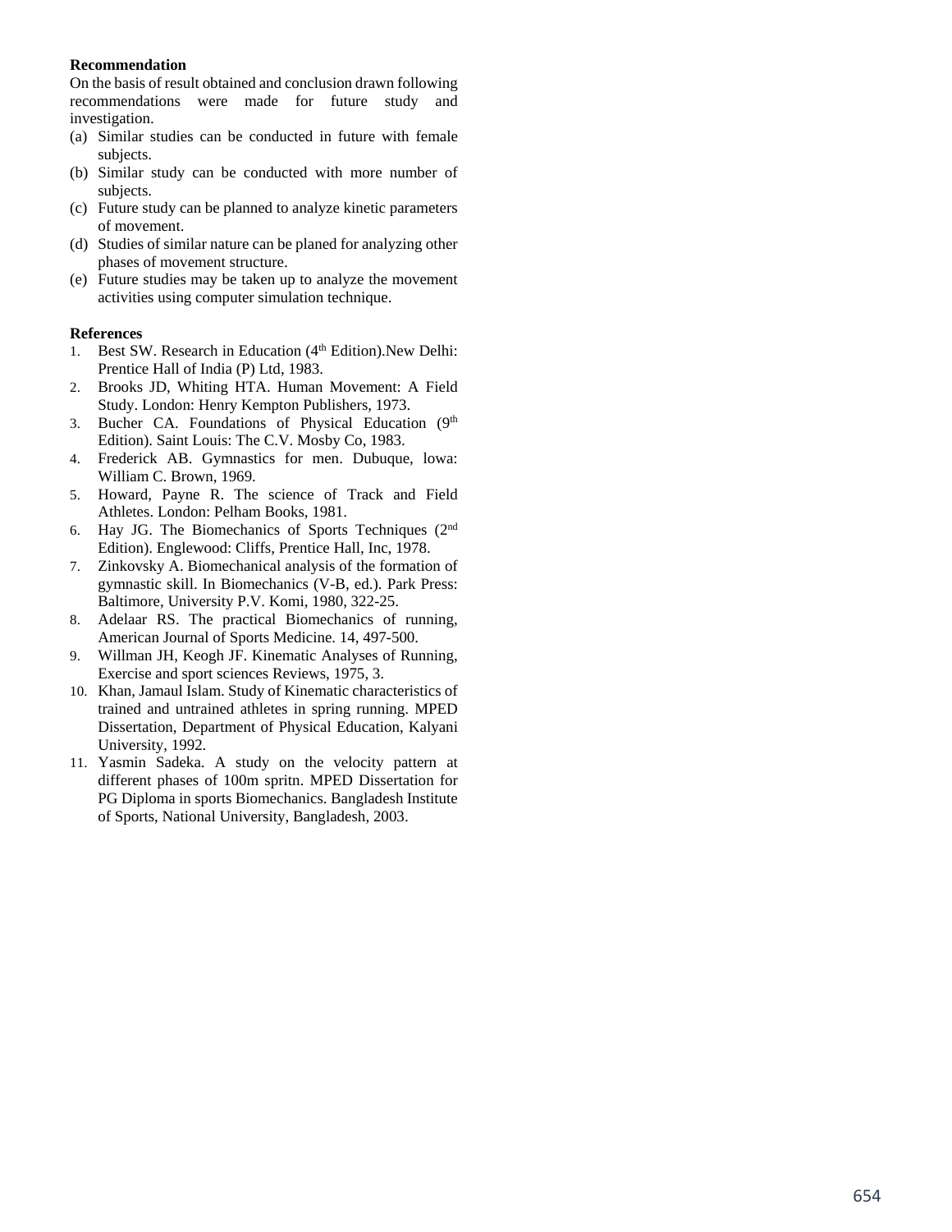**Recommendation**

On the basis of result obtained and conclusion drawn following recommendations were made for future study and investigation.

(a) Similar studies can be conducted in future with female subjects.
(b) Similar study can be conducted with more number of subjects.
(c) Future study can be planned to analyze kinetic parameters of movement.
(d) Studies of similar nature can be planed for analyzing other phases of movement structure.
(e) Future studies may be taken up to analyze the movement activities using computer simulation technique.

**References**

1. Best SW. Research in Education (4th Edition).New Delhi: Prentice Hall of India (P) Ltd, 1983.
2. Brooks JD, Whiting HTA. Human Movement: A Field Study. London: Henry Kempton Publishers, 1973.
3. Bucher CA. Foundations of Physical Education (9th Edition). Saint Louis: The C.V. Mosby Co, 1983.
4. Frederick AB. Gymnastics for men. Dubuque, lowa: William C. Brown, 1969.
5. Howard, Payne R. The science of Track and Field Athletes. London: Pelham Books, 1981.
6. Hay JG. The Biomechanics of Sports Techniques (2nd Edition). Englewood: Cliffs, Prentice Hall, Inc, 1978.
7. Zinkovsky A. Biomechanical analysis of the formation of gymnastic skill. In Biomechanics (V-B, ed.). Park Press: Baltimore, University P.V. Komi, 1980, 322-25.
8. Adelaar RS. The practical Biomechanics of running, American Journal of Sports Medicine. 14, 497-500.
9. Willman JH, Keogh JF. Kinematic Analyses of Running, Exercise and sport sciences Reviews, 1975, 3.
10. Khan, Jamaul Islam. Study of Kinematic characteristics of trained and untrained athletes in spring running. MPED Dissertation, Department of Physical Education, Kalyani University, 1992.
11. Yasmin Sadeka. A study on the velocity pattern at different phases of 100m spritn. MPED Dissertation for PG Diploma in sports Biomechanics. Bangladesh Institute of Sports, National University, Bangladesh, 2003.